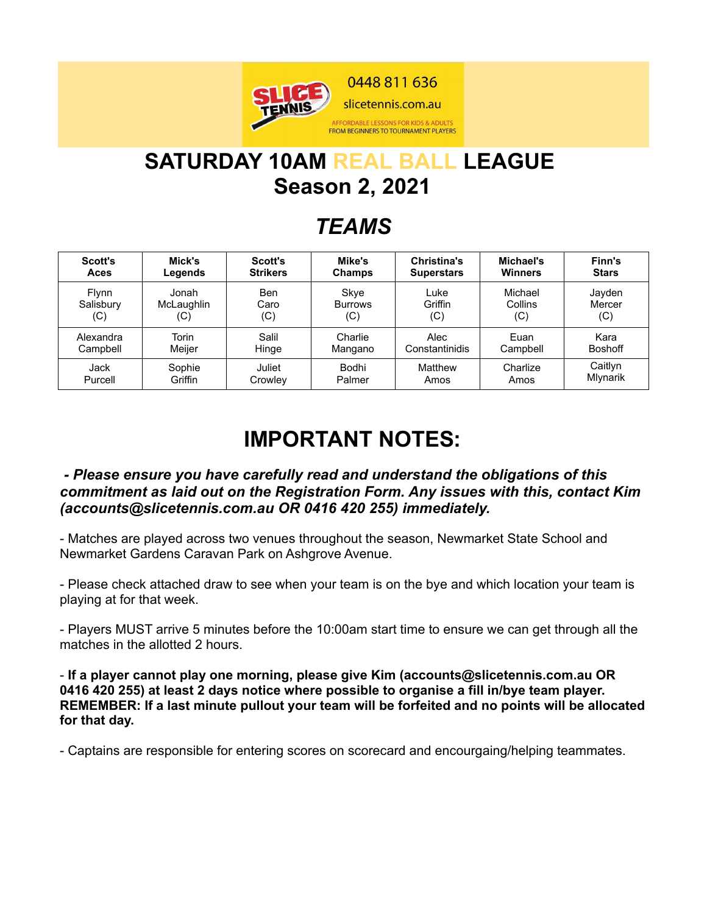0448 811 636

slicetennis.com.au

AFFORDABLE LESSONS FOR KIDS & ADULTS
FROM BEGINNERS TO TOURNAMENT PLAYERS

# SATURDAY 10AM REAL BALL LEAGUE
# Season 2, 2021

## *TEAMS*

| Scott's Aces | Mick's Legends | Scott's Strikers | Mike's Champs | Christina's Superstars | Michael's Winners | Finn's Stars |
|---|---|---|---|---|---|---|
| Flynn Salisbury (C) | Jonah McLaughlin (C) | Ben Caro (C) | Skye Burrows (C) | Luke Griffin (C) | Michael Collins (C) | Jayden Mercer (C) |
| Alexandra Campbell | Torin Meijer | Salil Hinge | Charlie Mangano | Alec Constantinidis | Euan Campbell | Kara Boshoff |
| Jack Purcell | Sophie Griffin | Juliet Crowley | Bodhi Palmer | Matthew Amos | Charlize Amos | Caitlyn Mlynarik |

# IMPORTANT NOTES:

***- Please ensure you have carefully read and understand the obligations of this commitment as laid out on the Registration Form. Any issues with this, contact Kim (accounts@slicetennis.com.au OR 0416 420 255) immediately.***

- Matches are played across two venues throughout the season, Newmarket State School and Newmarket Gardens Caravan Park on Ashgrove Avenue.

- Please check attached draw to see when your team is on the bye and which location your team is playing at for that week.

- Players MUST arrive 5 minutes before the 10:00am start time to ensure we can get through all the matches in the allotted 2 hours.

- **If a player cannot play one morning, please give Kim (accounts@slicetennis.com.au OR 0416 420 255) at least 2 days notice where possible to organise a fill in/bye team player. REMEMBER: If a last minute pullout your team will be forfeited and no points will be allocated for that day.**

- Captains are responsible for entering scores on scorecard and encourgaing/helping teammates.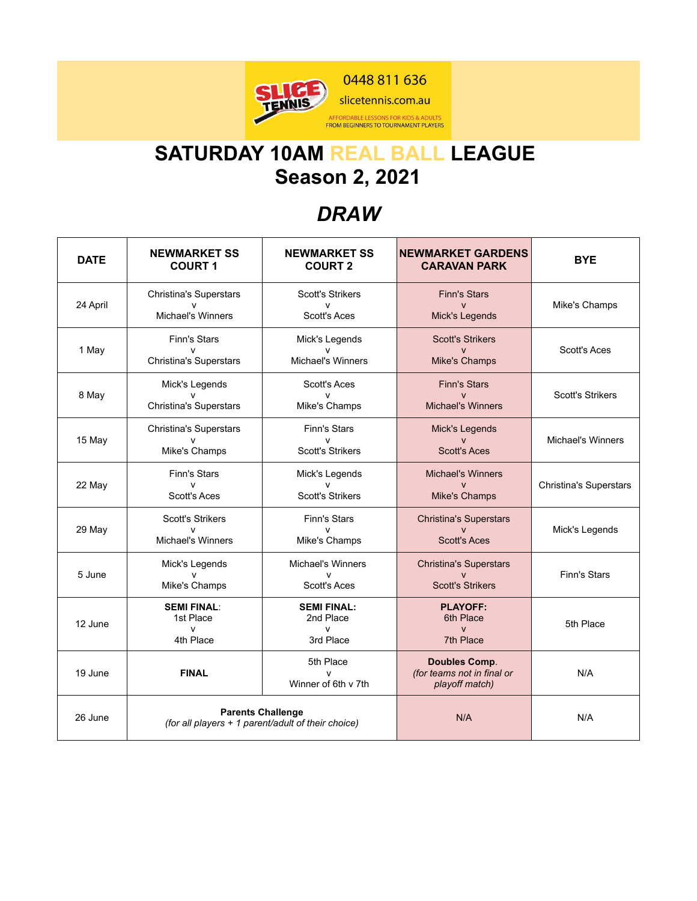0448 811 636

slicetennis.com.au

AFFORDABLE LESSONS FOR KIDS & ADULTS
FROM BEGINNERS TO TOURNAMENT PLAYERS

# SATURDAY 10AM REAL BALL LEAGUE
# Season 2, 2021

## *DRAW*

| DATE | NEWMARKET SS COURT 1 | NEWMARKET SS COURT 2 | NEWMARKET GARDENS CARAVAN PARK | BYE |
|---|---|---|---|---|
| 24 April | Christina's Superstars v Michael's Winners | Scott's Strikers v Scott's Aces | Finn's Stars v Mick's Legends | Mike's Champs |
| 1 May | Finn's Stars v Christina's Superstars | Mick's Legends v Michael's Winners | Scott's Strikers v Mike's Champs | Scott's Aces |
| 8 May | Mick's Legends v Christina's Superstars | Scott's Aces v Mike's Champs | Finn's Stars v Michael's Winners | Scott's Strikers |
| 15 May | Christina's Superstars v Mike's Champs | Finn's Stars v Scott's Strikers | Mick's Legends v Scott's Aces | Michael's Winners |
| 22 May | Finn's Stars v Scott's Aces | Mick's Legends v Scott's Strikers | Michael's Winners v Mike's Champs | Christina's Superstars |
| 29 May | Scott's Strikers v Michael's Winners | Finn's Stars v Mike's Champs | Christina's Superstars v Scott's Aces | Mick's Legends |
| 5 June | Mick's Legends v Mike's Champs | Michael's Winners v Scott's Aces | Christina's Superstars v Scott's Strikers | Finn's Stars |
| 12 June | **SEMI FINAL**: 1st Place v 4th Place | **SEMI FINAL:** 2nd Place v 3rd Place | **PLAYOFF:** 6th Place v 7th Place | 5th Place |
| 19 June | **FINAL** | 5th Place v Winner of 6th v 7th | **Doubles Comp**. *(for teams not in final or playoff match)* | N/A |
| 26 June | **Parents Challenge** *(for all players + 1 parent/adult of their choice)* | | N/A | N/A |